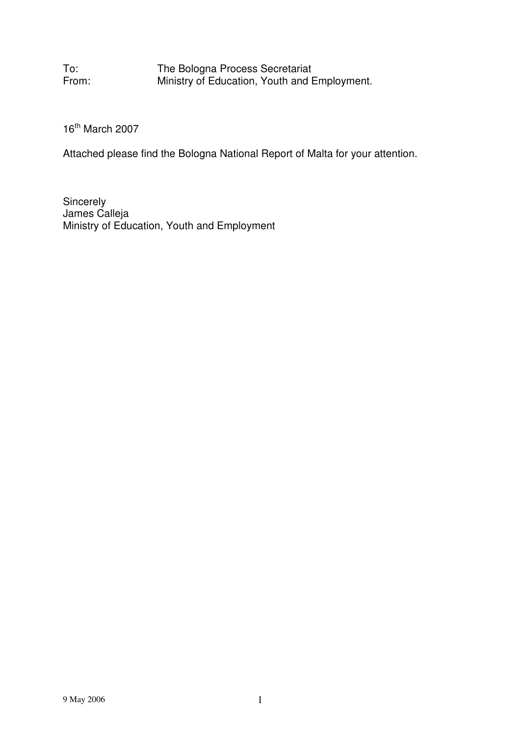To: The Bologna Process Secretariat
From: Ministry of Education, Youth and Employment.

16th March 2007

Attached please find the Bologna National Report of Malta for your attention.

Sincerely
James Calleja
Ministry of Education, Youth and Employment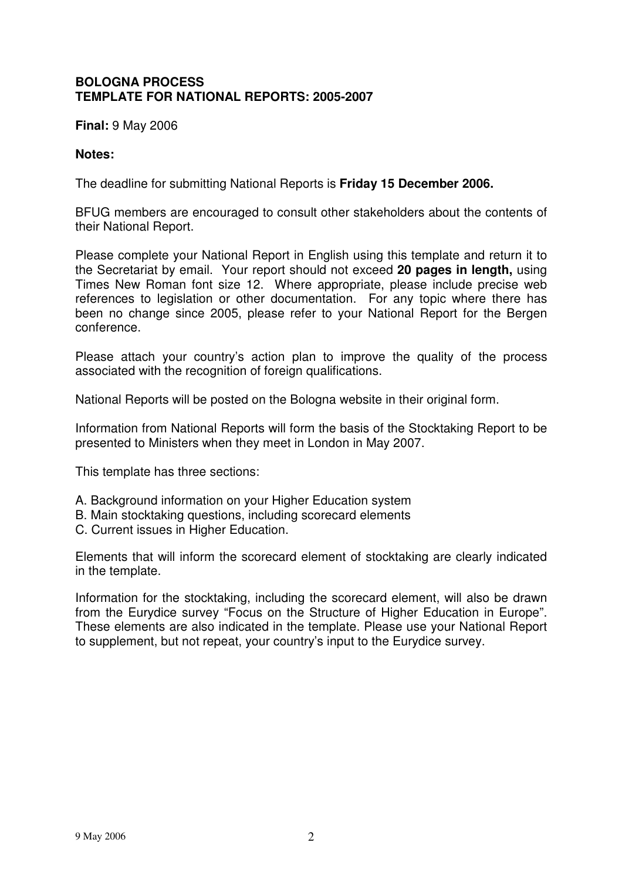**BOLOGNA PROCESS**
**TEMPLATE FOR NATIONAL REPORTS: 2005-2007**

**Final:** 9 May 2006

**Notes:**

The deadline for submitting National Reports is **Friday 15 December 2006.**

BFUG members are encouraged to consult other stakeholders about the contents of their National Report.

Please complete your National Report in English using this template and return it to the Secretariat by email. Your report should not exceed **20 pages in length,** using Times New Roman font size 12. Where appropriate, please include precise web references to legislation or other documentation. For any topic where there has been no change since 2005, please refer to your National Report for the Bergen conference.

Please attach your country's action plan to improve the quality of the process associated with the recognition of foreign qualifications.

National Reports will be posted on the Bologna website in their original form.

Information from National Reports will form the basis of the Stocktaking Report to be presented to Ministers when they meet in London in May 2007.

This template has three sections:

A. Background information on your Higher Education system
B. Main stocktaking questions, including scorecard elements
C. Current issues in Higher Education.

Elements that will inform the scorecard element of stocktaking are clearly indicated in the template.

Information for the stocktaking, including the scorecard element, will also be drawn from the Eurydice survey "Focus on the Structure of Higher Education in Europe". These elements are also indicated in the template. Please use your National Report to supplement, but not repeat, your country's input to the Eurydice survey.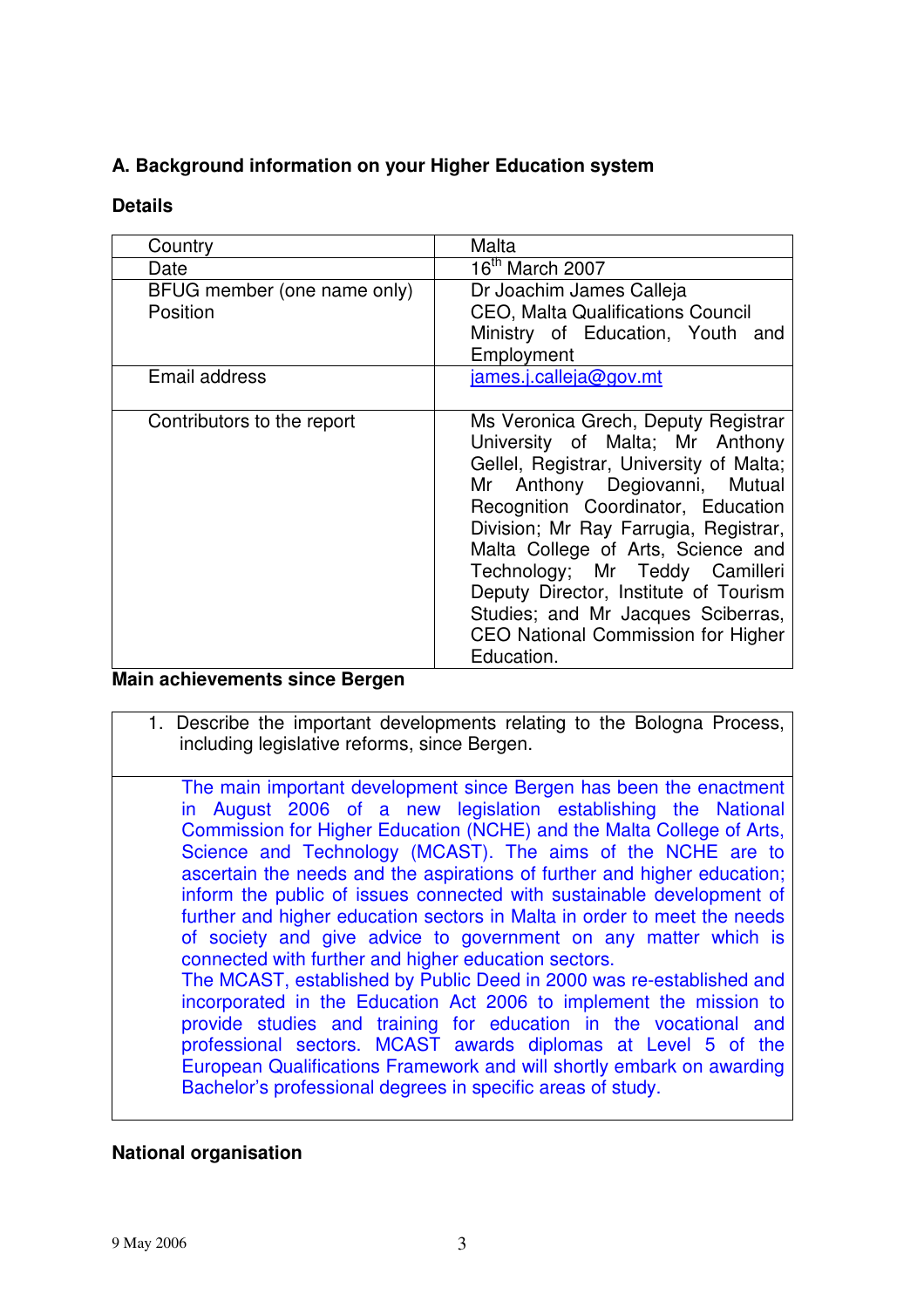## A. Background information on your Higher Education system

### Details

| Country | Malta |
|---|---|
| Date | 16th March 2007 |
| BFUG member (one name only)<br>Position | Dr Joachim James Calleja<br>CEO, Malta Qualifications Council<br>Ministry of Education, Youth and Employment |
| Email address | james.j.calleja@gov.mt |
| Contributors to the report | Ms Veronica Grech, Deputy Registrar University of Malta; Mr Anthony Gellel, Registrar, University of Malta; Mr Anthony Degiovanni, Mutual Recognition Coordinator, Education Division; Mr Ray Farrugia, Registrar, Malta College of Arts, Science and Technology; Mr Teddy Camilleri Deputy Director, Institute of Tourism Studies; and Mr Jacques Sciberras, CEO National Commission for Higher Education. |

### Main achievements since Bergen

1. Describe the important developments relating to the Bologna Process, including legislative reforms, since Bergen.

The main important development since Bergen has been the enactment in August 2006 of a new legislation establishing the National Commission for Higher Education (NCHE) and the Malta College of Arts, Science and Technology (MCAST). The aims of the NCHE are to ascertain the needs and the aspirations of further and higher education; inform the public of issues connected with sustainable development of further and higher education sectors in Malta in order to meet the needs of society and give advice to government on any matter which is connected with further and higher education sectors.

The MCAST, established by Public Deed in 2000 was re-established and incorporated in the Education Act 2006 to implement the mission to provide studies and training for education in the vocational and professional sectors. MCAST awards diplomas at Level 5 of the European Qualifications Framework and will shortly embark on awarding Bachelor's professional degrees in specific areas of study.

### National organisation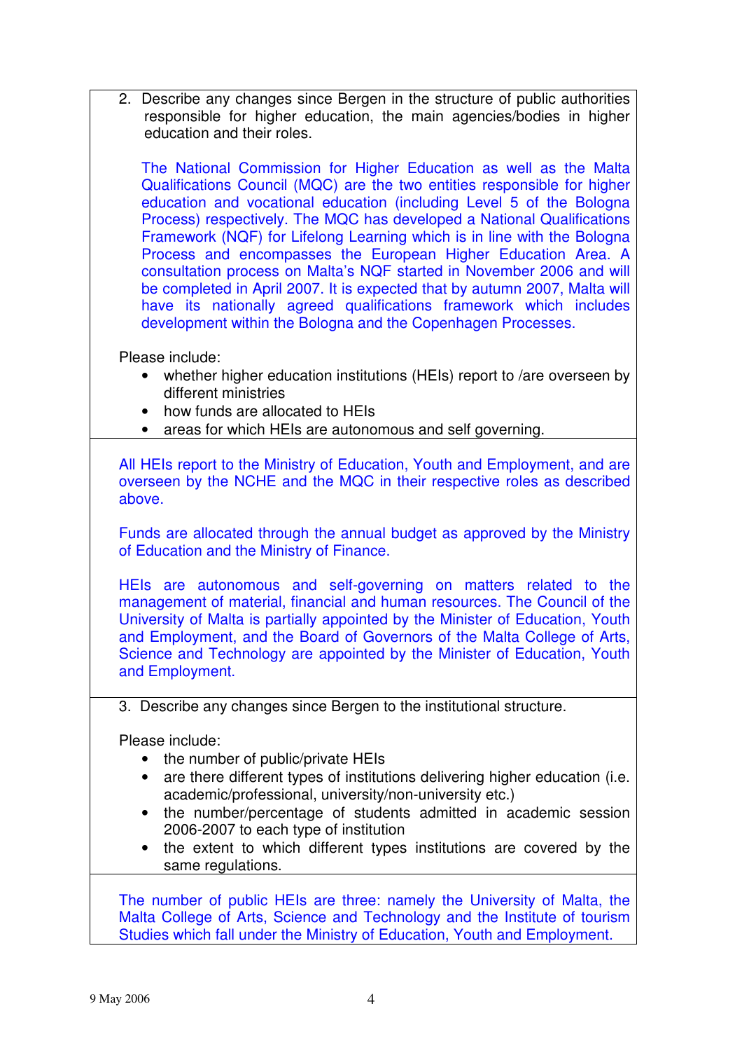2. Describe any changes since Bergen in the structure of public authorities responsible for higher education, the main agencies/bodies in higher education and their roles.

   The National Commission for Higher Education as well as the Malta Qualifications Council (MQC) are the two entities responsible for higher education and vocational education (including Level 5 of the Bologna Process) respectively. The MQC has developed a National Qualifications Framework (NQF) for Lifelong Learning which is in line with the Bologna Process and encompasses the European Higher Education Area. A consultation process on Malta's NQF started in November 2006 and will be completed in April 2007. It is expected that by autumn 2007, Malta will have its nationally agreed qualifications framework which includes development within the Bologna and the Copenhagen Processes.

Please include:

- whether higher education institutions (HEIs) report to /are overseen by different ministries
- how funds are allocated to HEIs
- areas for which HEIs are autonomous and self governing.

All HEIs report to the Ministry of Education, Youth and Employment, and are overseen by the NCHE and the MQC in their respective roles as described above.

Funds are allocated through the annual budget as approved by the Ministry of Education and the Ministry of Finance.

HEIs are autonomous and self-governing on matters related to the management of material, financial and human resources. The Council of the University of Malta is partially appointed by the Minister of Education, Youth and Employment, and the Board of Governors of the Malta College of Arts, Science and Technology are appointed by the Minister of Education, Youth and Employment.

3. Describe any changes since Bergen to the institutional structure.

Please include:

- the number of public/private HEIs
- are there different types of institutions delivering higher education (i.e. academic/professional, university/non-university etc.)
- the number/percentage of students admitted in academic session 2006-2007 to each type of institution
- the extent to which different types institutions are covered by the same regulations.

The number of public HEIs are three: namely the University of Malta, the Malta College of Arts, Science and Technology and the Institute of tourism Studies which fall under the Ministry of Education, Youth and Employment.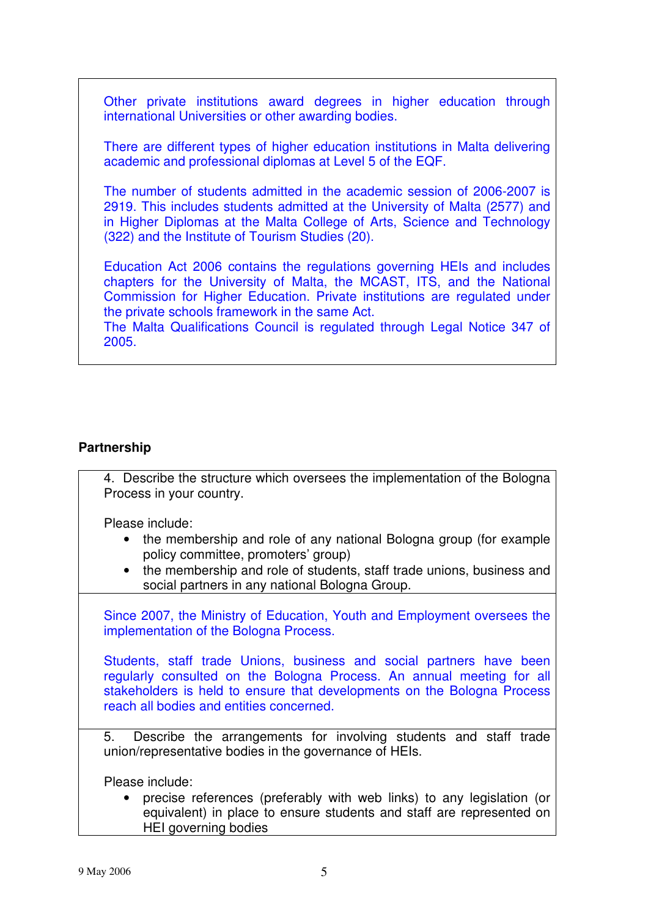Other private institutions award degrees in higher education through international Universities or other awarding bodies.

There are different types of higher education institutions in Malta delivering academic and professional diplomas at Level 5 of the EQF.

The number of students admitted in the academic session of 2006-2007 is 2919. This includes students admitted at the University of Malta (2577) and in Higher Diplomas at the Malta College of Arts, Science and Technology (322) and the Institute of Tourism Studies (20).

Education Act 2006 contains the regulations governing HEIs and includes chapters for the University of Malta, the MCAST, ITS, and the National Commission for Higher Education. Private institutions are regulated under the private schools framework in the same Act.
The Malta Qualifications Council is regulated through Legal Notice 347 of 2005.

**Partnership**

4. Describe the structure which oversees the implementation of the Bologna Process in your country.

Please include:

- the membership and role of any national Bologna group (for example policy committee, promoters' group)
- the membership and role of students, staff trade unions, business and social partners in any national Bologna Group.

Since 2007, the Ministry of Education, Youth and Employment oversees the implementation of the Bologna Process.

Students, staff trade Unions, business and social partners have been regularly consulted on the Bologna Process. An annual meeting for all stakeholders is held to ensure that developments on the Bologna Process reach all bodies and entities concerned.

5. Describe the arrangements for involving students and staff trade union/representative bodies in the governance of HEIs.

Please include:

- precise references (preferably with web links) to any legislation (or equivalent) in place to ensure students and staff are represented on HEI governing bodies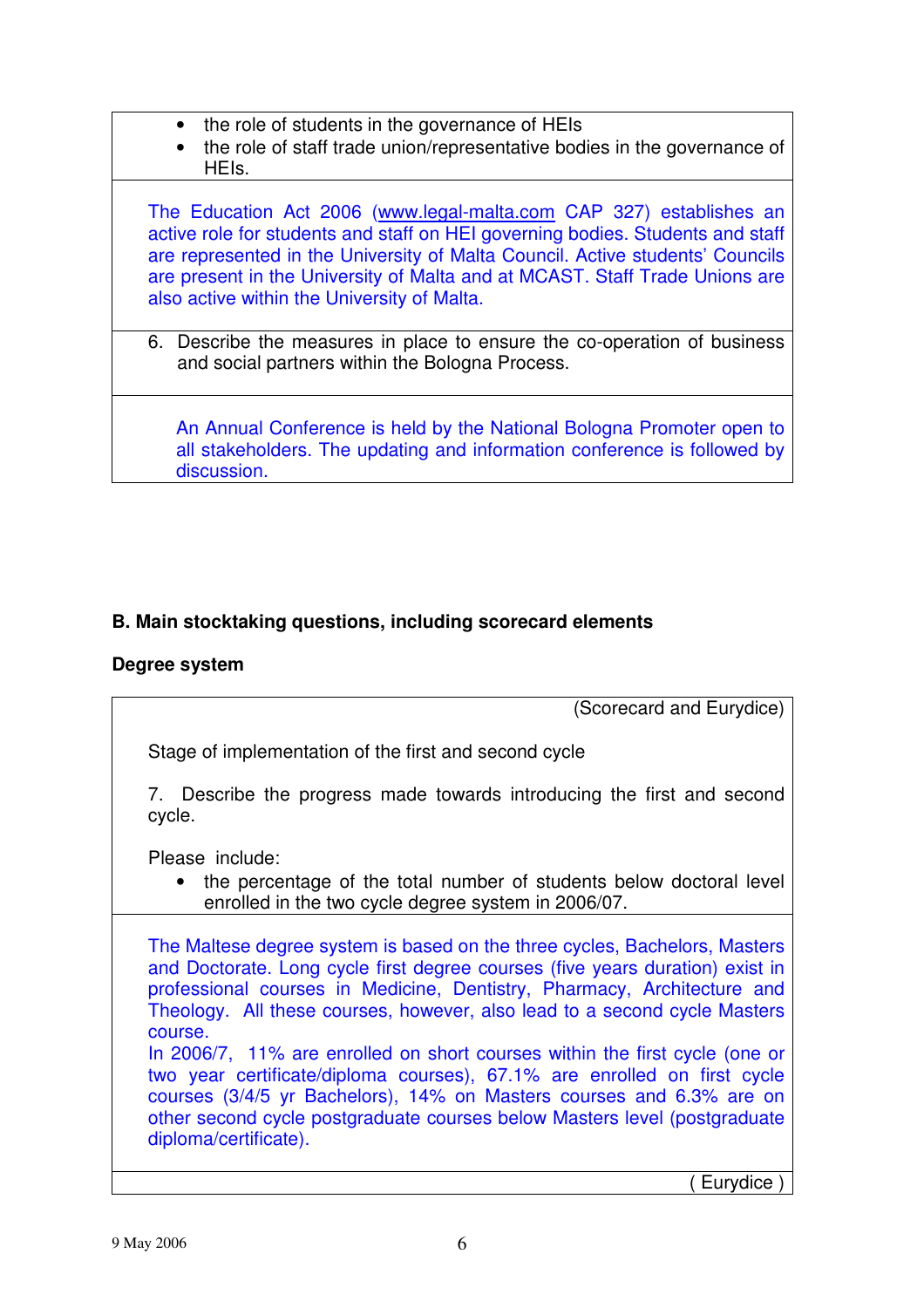- the role of students in the governance of HEIs
- the role of staff trade union/representative bodies in the governance of HEIs.

The Education Act 2006 (www.legal-malta.com CAP 327) establishes an active role for students and staff on HEI governing bodies. Students and staff are represented in the University of Malta Council. Active students' Councils are present in the University of Malta and at MCAST. Staff Trade Unions are also active within the University of Malta.

6. Describe the measures in place to ensure the co-operation of business and social partners within the Bologna Process.

An Annual Conference is held by the National Bologna Promoter open to all stakeholders. The updating and information conference is followed by discussion.

## B. Main stocktaking questions, including scorecard elements

### Degree system

(Scorecard and Eurydice)

Stage of implementation of the first and second cycle

7. Describe the progress made towards introducing the first and second cycle.

Please include:

- the percentage of the total number of students below doctoral level enrolled in the two cycle degree system in 2006/07.

The Maltese degree system is based on the three cycles, Bachelors, Masters and Doctorate. Long cycle first degree courses (five years duration) exist in professional courses in Medicine, Dentistry, Pharmacy, Architecture and Theology. All these courses, however, also lead to a second cycle Masters course.

In 2006/7, 11% are enrolled on short courses within the first cycle (one or two year certificate/diploma courses), 67.1% are enrolled on first cycle courses (3/4/5 yr Bachelors), 14% on Masters courses and 6.3% are on other second cycle postgraduate courses below Masters level (postgraduate diploma/certificate).

( Eurydice )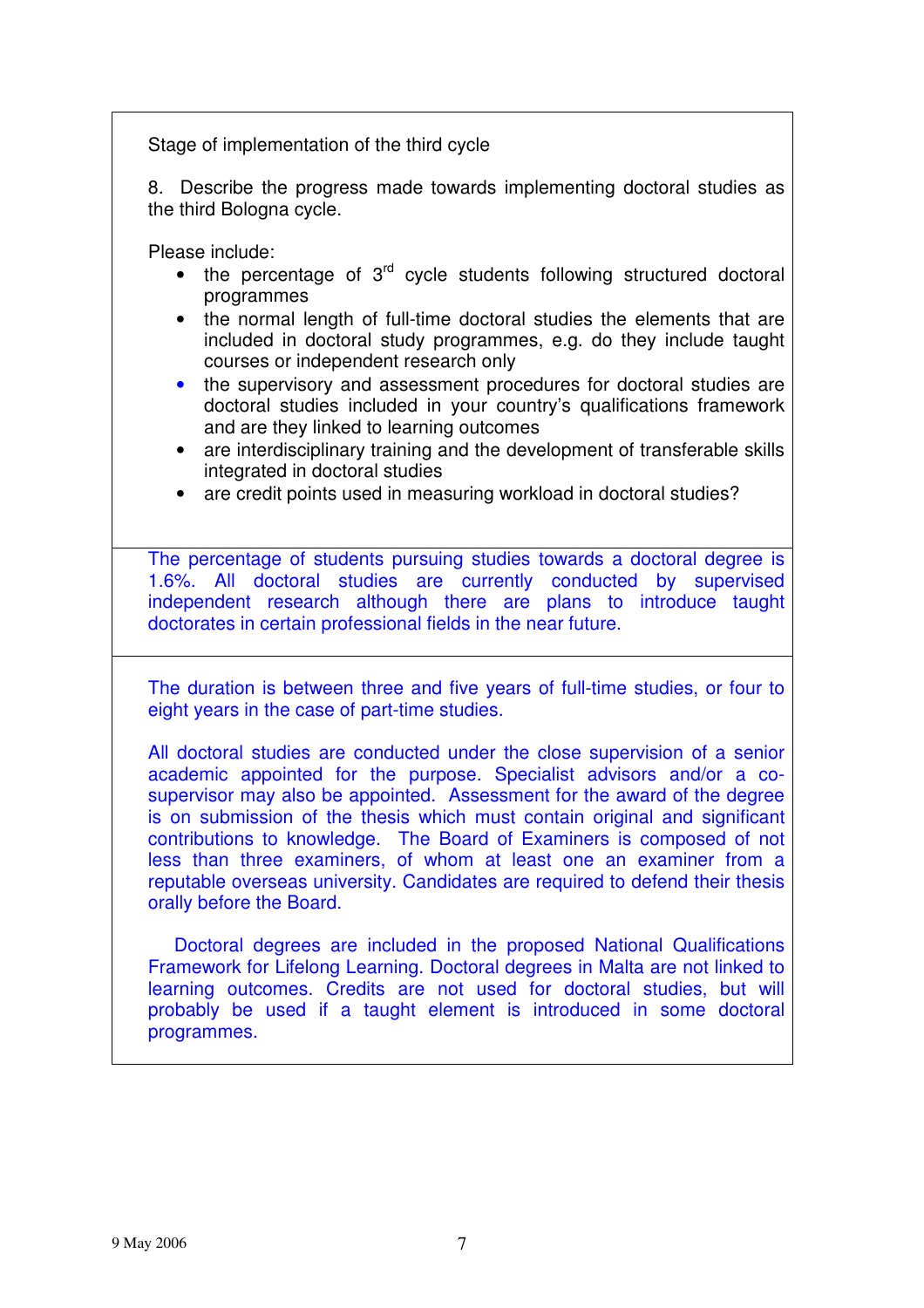Stage of implementation of the third cycle

8. Describe the progress made towards implementing doctoral studies as the third Bologna cycle.

Please include:

- the percentage of 3rd cycle students following structured doctoral programmes
- the normal length of full-time doctoral studies the elements that are included in doctoral study programmes, e.g. do they include taught courses or independent research only
- the supervisory and assessment procedures for doctoral studies are doctoral studies included in your country's qualifications framework and are they linked to learning outcomes
- are interdisciplinary training and the development of transferable skills integrated in doctoral studies
- are credit points used in measuring workload in doctoral studies?

The percentage of students pursuing studies towards a doctoral degree is 1.6%. All doctoral studies are currently conducted by supervised independent research although there are plans to introduce taught doctorates in certain professional fields in the near future.

The duration is between three and five years of full-time studies, or four to eight years in the case of part-time studies.

All doctoral studies are conducted under the close supervision of a senior academic appointed for the purpose. Specialist advisors and/or a co-supervisor may also be appointed. Assessment for the award of the degree is on submission of the thesis which must contain original and significant contributions to knowledge. The Board of Examiners is composed of not less than three examiners, of whom at least one an examiner from a reputable overseas university. Candidates are required to defend their thesis orally before the Board.

Doctoral degrees are included in the proposed National Qualifications Framework for Lifelong Learning. Doctoral degrees in Malta are not linked to learning outcomes. Credits are not used for doctoral studies, but will probably be used if a taught element is introduced in some doctoral programmes.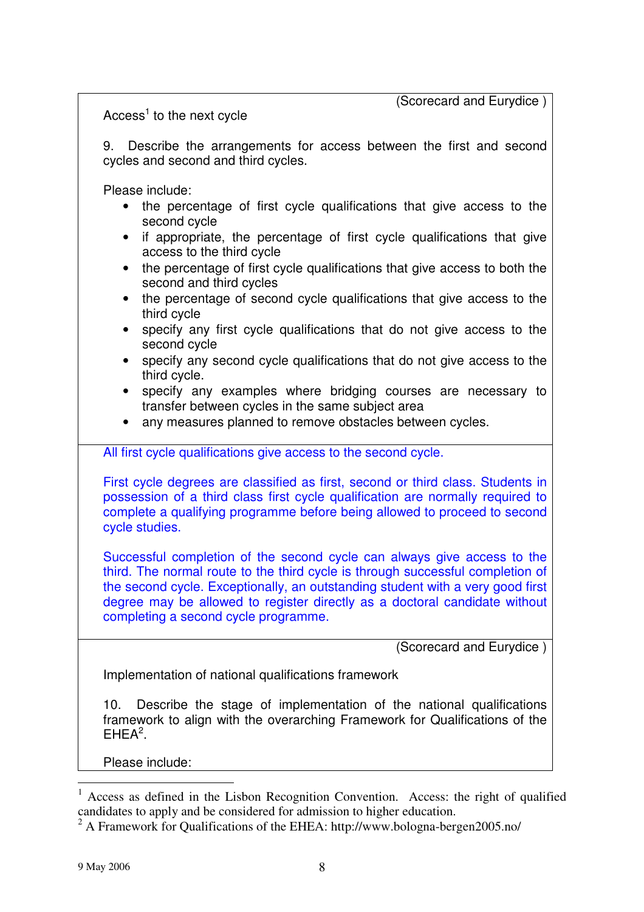(Scorecard and Eurydice )

Access[1] to the next cycle

9. Describe the arrangements for access between the first and second cycles and second and third cycles.

Please include:

- the percentage of first cycle qualifications that give access to the second cycle
- if appropriate, the percentage of first cycle qualifications that give access to the third cycle
- the percentage of first cycle qualifications that give access to both the second and third cycles
- the percentage of second cycle qualifications that give access to the third cycle
- specify any first cycle qualifications that do not give access to the second cycle
- specify any second cycle qualifications that do not give access to the third cycle.
- specify any examples where bridging courses are necessary to transfer between cycles in the same subject area
- any measures planned to remove obstacles between cycles.

All first cycle qualifications give access to the second cycle.

First cycle degrees are classified as first, second or third class. Students in possession of a third class first cycle qualification are normally required to complete a qualifying programme before being allowed to proceed to second cycle studies.

Successful completion of the second cycle can always give access to the third. The normal route to the third cycle is through successful completion of the second cycle. Exceptionally, an outstanding student with a very good first degree may be allowed to register directly as a doctoral candidate without completing a second cycle programme.

(Scorecard and Eurydice )

Implementation of national qualifications framework

10. Describe the stage of implementation of the national qualifications framework to align with the overarching Framework for Qualifications of the EHEA[2].

Please include:

---

[1] Access as defined in the Lisbon Recognition Convention. Access: the right of qualified candidates to apply and be considered for admission to higher education.

[2] A Framework for Qualifications of the EHEA: http://www.bologna-bergen2005.no/

9 May 2006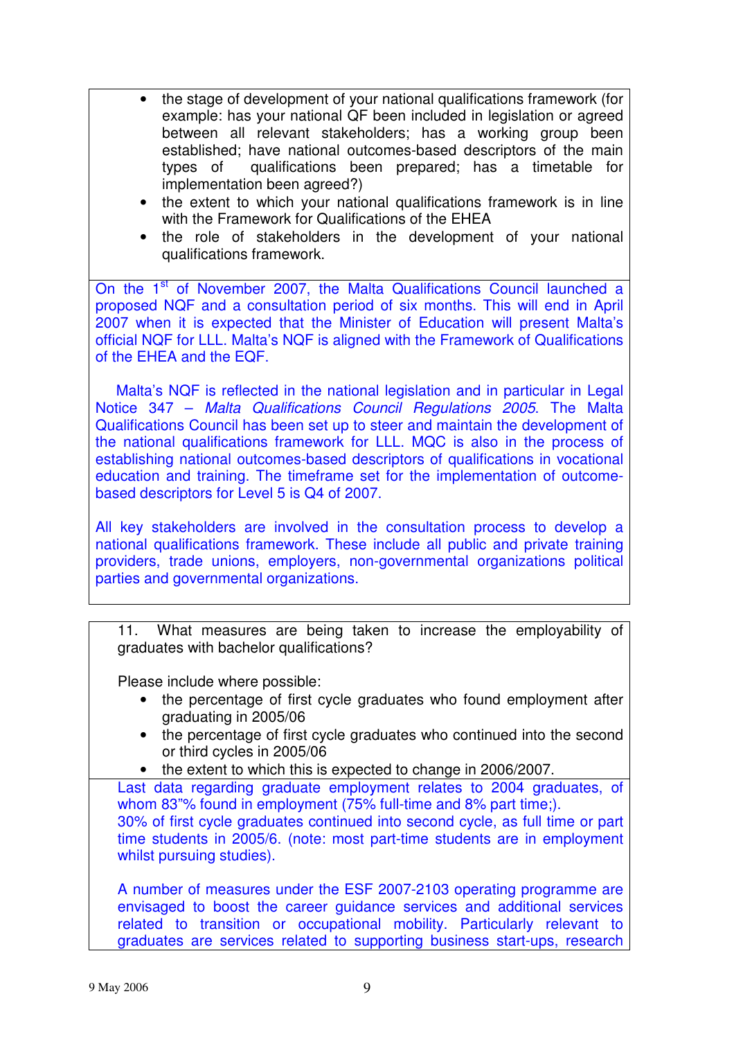- the stage of development of your national qualifications framework (for example: has your national QF been included in legislation or agreed between all relevant stakeholders; has a working group been established; have national outcomes-based descriptors of the main types of qualifications been prepared; has a timetable for implementation been agreed?)
- the extent to which your national qualifications framework is in line with the Framework for Qualifications of the EHEA
- the role of stakeholders in the development of your national qualifications framework.

On the 1st of November 2007, the Malta Qualifications Council launched a proposed NQF and a consultation period of six months. This will end in April 2007 when it is expected that the Minister of Education will present Malta's official NQF for LLL. Malta's NQF is aligned with the Framework of Qualifications of the EHEA and the EQF.

Malta's NQF is reflected in the national legislation and in particular in Legal Notice 347 – *Malta Qualifications Council Regulations 2005*. The Malta Qualifications Council has been set up to steer and maintain the development of the national qualifications framework for LLL. MQC is also in the process of establishing national outcomes-based descriptors of qualifications in vocational education and training. The timeframe set for the implementation of outcome-based descriptors for Level 5 is Q4 of 2007.

All key stakeholders are involved in the consultation process to develop a national qualifications framework. These include all public and private training providers, trade unions, employers, non-governmental organizations political parties and governmental organizations.

11. What measures are being taken to increase the employability of graduates with bachelor qualifications?

Please include where possible:

- the percentage of first cycle graduates who found employment after graduating in 2005/06
- the percentage of first cycle graduates who continued into the second or third cycles in 2005/06
- the extent to which this is expected to change in 2006/2007.

Last data regarding graduate employment relates to 2004 graduates, of whom 83"% found in employment (75% full-time and 8% part time;).
30% of first cycle graduates continued into second cycle, as full time or part time students in 2005/6. (note: most part-time students are in employment whilst pursuing studies).

A number of measures under the ESF 2007-2103 operating programme are envisaged to boost the career guidance services and additional services related to transition or occupational mobility. Particularly relevant to graduates are services related to supporting business start-ups, research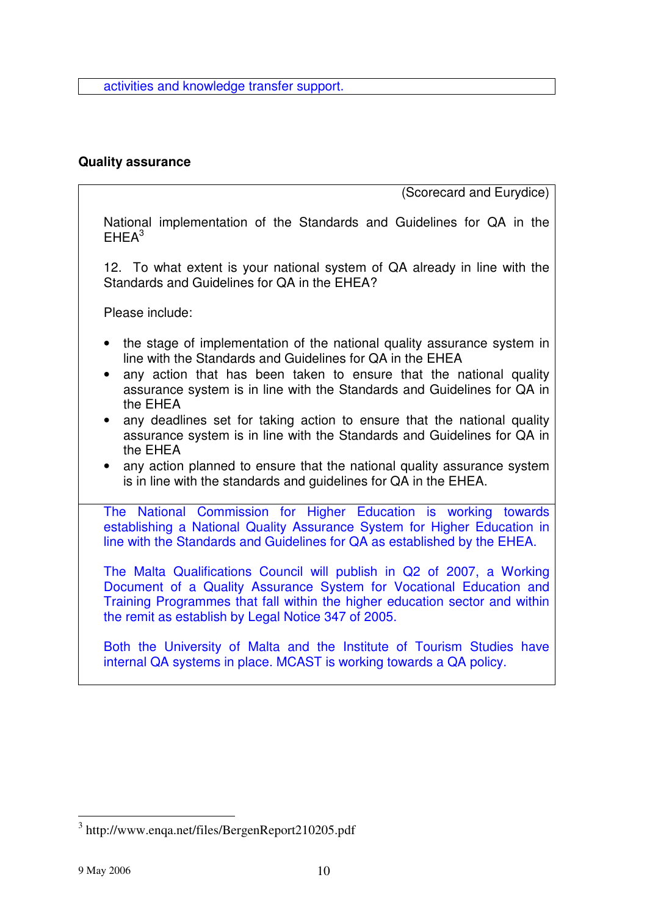activities and knowledge transfer support.

**Quality assurance**

(Scorecard and Eurydice)

National implementation of the Standards and Guidelines for QA in the EHEA[3]

12. To what extent is your national system of QA already in line with the Standards and Guidelines for QA in the EHEA?

Please include:

- the stage of implementation of the national quality assurance system in line with the Standards and Guidelines for QA in the EHEA
- any action that has been taken to ensure that the national quality assurance system is in line with the Standards and Guidelines for QA in the EHEA
- any deadlines set for taking action to ensure that the national quality assurance system is in line with the Standards and Guidelines for QA in the EHEA
- any action planned to ensure that the national quality assurance system is in line with the standards and guidelines for QA in the EHEA.

The National Commission for Higher Education is working towards establishing a National Quality Assurance System for Higher Education in line with the Standards and Guidelines for QA as established by the EHEA.

The Malta Qualifications Council will publish in Q2 of 2007, a Working Document of a Quality Assurance System for Vocational Education and Training Programmes that fall within the higher education sector and within the remit as establish by Legal Notice 347 of 2005.

Both the University of Malta and the Institute of Tourism Studies have internal QA systems in place. MCAST is working towards a QA policy.

[3] http://www.enqa.net/files/BergenReport210205.pdf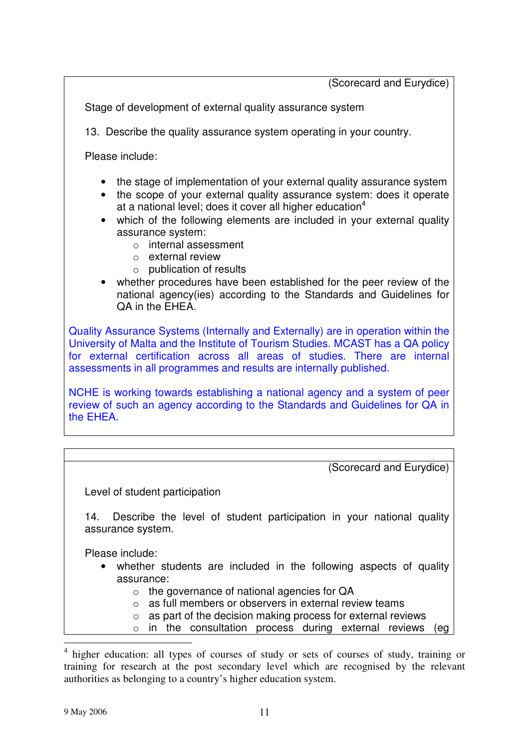(Scorecard and Eurydice)

Stage of development of external quality assurance system

13. Describe the quality assurance system operating in your country.

Please include:

- the stage of implementation of your external quality assurance system
- the scope of your external quality assurance system: does it operate at a national level; does it cover all higher education[4]
- which of the following elements are included in your external quality assurance system:
  - internal assessment
  - external review
  - publication of results
- whether procedures have been established for the peer review of the national agency(ies) according to the Standards and Guidelines for QA in the EHEA.

Quality Assurance Systems (Internally and Externally) are in operation within the University of Malta and the Institute of Tourism Studies. MCAST has a QA policy for external certification across all areas of studies. There are internal assessments in all programmes and results are internally published.

NCHE is working towards establishing a national agency and a system of peer review of such an agency according to the Standards and Guidelines for QA in the EHEA.

(Scorecard and Eurydice)

Level of student participation

14. Describe the level of student participation in your national quality assurance system.

Please include:

- whether students are included in the following aspects of quality assurance:
  - the governance of national agencies for QA
  - as full members or observers in external review teams
  - as part of the decision making process for external reviews
  - in the consultation process during external reviews (eg

[4] higher education: all types of courses of study or sets of courses of study, training or training for research at the post secondary level which are recognised by the relevant authorities as belonging to a country's higher education system.

9 May 2006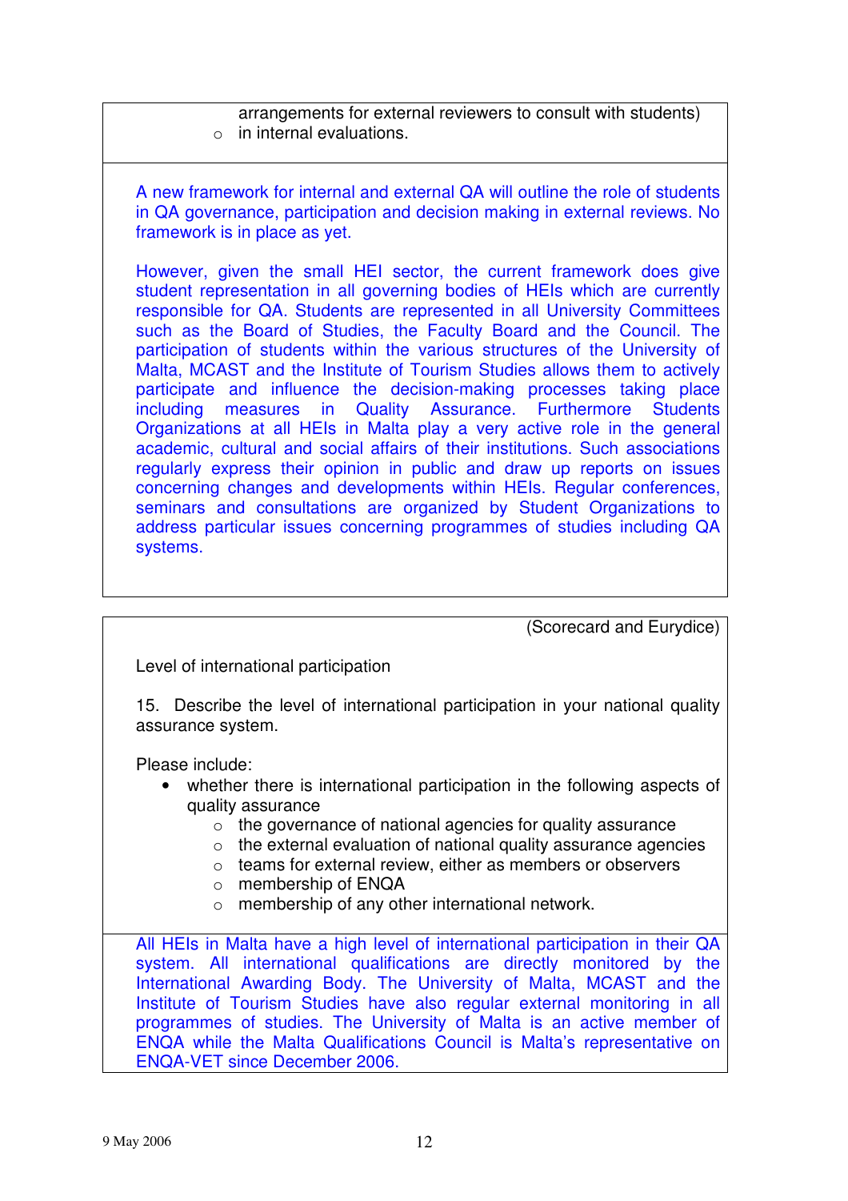arrangements for external reviewers to consult with students)

- in internal evaluations.

A new framework for internal and external QA will outline the role of students in QA governance, participation and decision making in external reviews. No framework is in place as yet.

However, given the small HEI sector, the current framework does give student representation in all governing bodies of HEIs which are currently responsible for QA. Students are represented in all University Committees such as the Board of Studies, the Faculty Board and the Council. The participation of students within the various structures of the University of Malta, MCAST and the Institute of Tourism Studies allows them to actively participate and influence the decision-making processes taking place including measures in Quality Assurance. Furthermore Students Organizations at all HEIs in Malta play a very active role in the general academic, cultural and social affairs of their institutions. Such associations regularly express their opinion in public and draw up reports on issues concerning changes and developments within HEIs. Regular conferences, seminars and consultations are organized by Student Organizations to address particular issues concerning programmes of studies including QA systems.

(Scorecard and Eurydice)

Level of international participation

15. Describe the level of international participation in your national quality assurance system.

Please include:

- whether there is international participation in the following aspects of quality assurance
  - the governance of national agencies for quality assurance
  - the external evaluation of national quality assurance agencies
  - teams for external review, either as members or observers
  - membership of ENQA
  - membership of any other international network.

All HEIs in Malta have a high level of international participation in their QA system. All international qualifications are directly monitored by the International Awarding Body. The University of Malta, MCAST and the Institute of Tourism Studies have also regular external monitoring in all programmes of studies. The University of Malta is an active member of ENQA while the Malta Qualifications Council is Malta's representative on ENQA-VET since December 2006.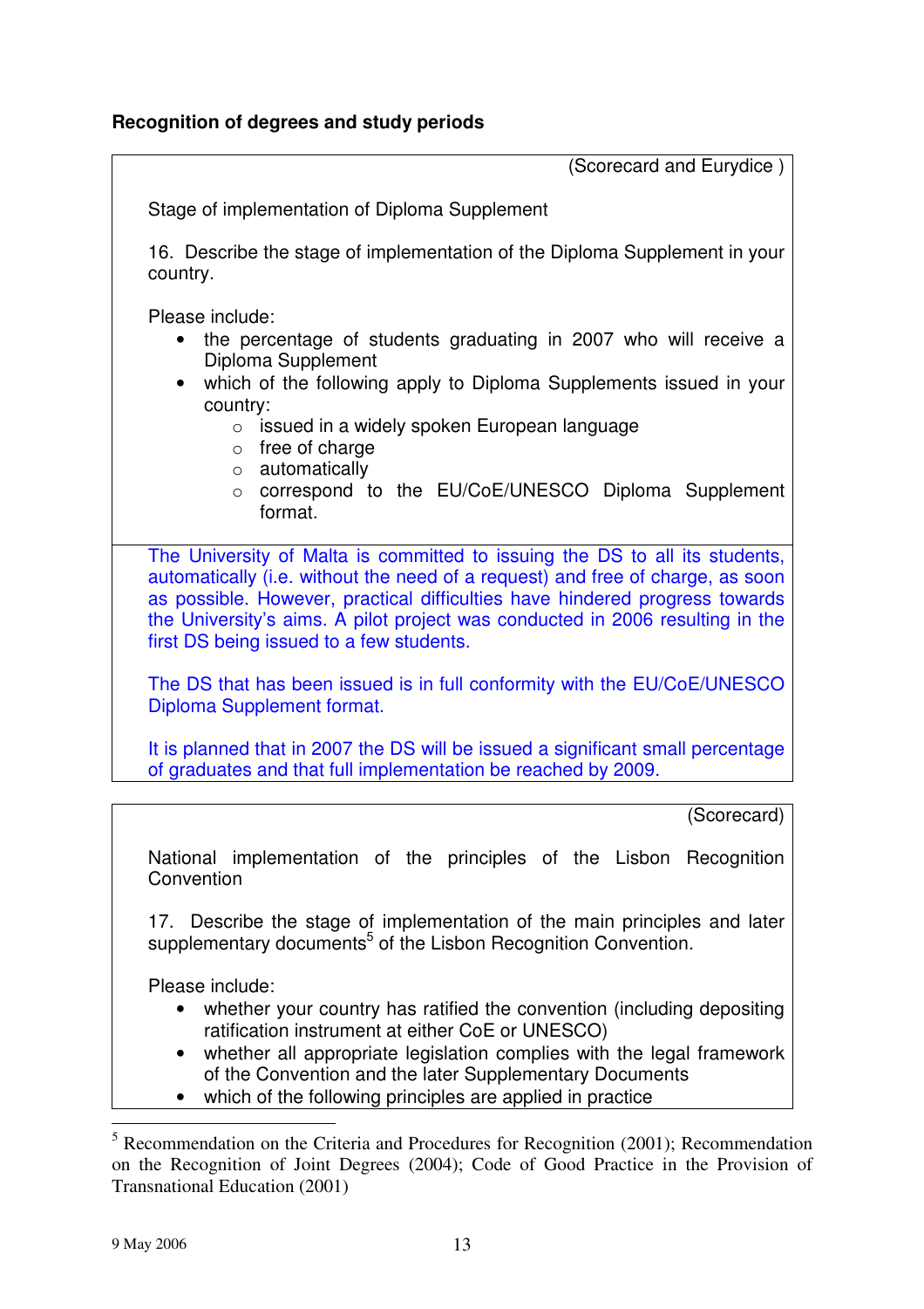**Recognition of degrees and study periods**

(Scorecard and Eurydice )

Stage of implementation of Diploma Supplement

16. Describe the stage of implementation of the Diploma Supplement in your country.

Please include:

- the percentage of students graduating in 2007 who will receive a Diploma Supplement
- which of the following apply to Diploma Supplements issued in your country:
  - issued in a widely spoken European language
  - free of charge
  - automatically
  - correspond to the EU/CoE/UNESCO Diploma Supplement format.

The University of Malta is committed to issuing the DS to all its students, automatically (i.e. without the need of a request) and free of charge, as soon as possible. However, practical difficulties have hindered progress towards the University's aims. A pilot project was conducted in 2006 resulting in the first DS being issued to a few students.

The DS that has been issued is in full conformity with the EU/CoE/UNESCO Diploma Supplement format.

It is planned that in 2007 the DS will be issued a significant small percentage of graduates and that full implementation be reached by 2009.

(Scorecard)

National implementation of the principles of the Lisbon Recognition Convention

17. Describe the stage of implementation of the main principles and later supplementary documents[5] of the Lisbon Recognition Convention.

Please include:

- whether your country has ratified the convention (including depositing ratification instrument at either CoE or UNESCO)
- whether all appropriate legislation complies with the legal framework of the Convention and the later Supplementary Documents
- which of the following principles are applied in practice

[5] Recommendation on the Criteria and Procedures for Recognition (2001); Recommendation on the Recognition of Joint Degrees (2004); Code of Good Practice in the Provision of Transnational Education (2001)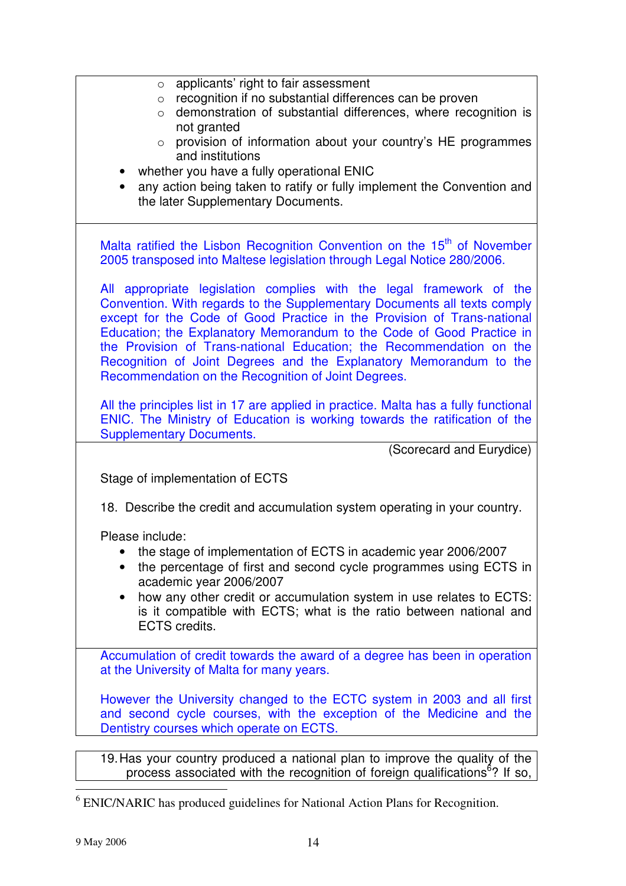- applicants' right to fair assessment
  - recognition if no substantial differences can be proven
  - demonstration of substantial differences, where recognition is not granted
  - provision of information about your country's HE programmes and institutions
- whether you have a fully operational ENIC
- any action being taken to ratify or fully implement the Convention and the later Supplementary Documents.

Malta ratified the Lisbon Recognition Convention on the 15th of November 2005 transposed into Maltese legislation through Legal Notice 280/2006.

All appropriate legislation complies with the legal framework of the Convention. With regards to the Supplementary Documents all texts comply except for the Code of Good Practice in the Provision of Trans-national Education; the Explanatory Memorandum to the Code of Good Practice in the Provision of Trans-national Education; the Recommendation on the Recognition of Joint Degrees and the Explanatory Memorandum to the Recommendation on the Recognition of Joint Degrees.

All the principles list in 17 are applied in practice. Malta has a fully functional ENIC. The Ministry of Education is working towards the ratification of the Supplementary Documents.

(Scorecard and Eurydice)

Stage of implementation of ECTS

18. Describe the credit and accumulation system operating in your country.

Please include:

- the stage of implementation of ECTS in academic year 2006/2007
- the percentage of first and second cycle programmes using ECTS in academic year 2006/2007
- how any other credit or accumulation system in use relates to ECTS: is it compatible with ECTS; what is the ratio between national and ECTS credits.

Accumulation of credit towards the award of a degree has been in operation at the University of Malta for many years.

However the University changed to the ECTC system in 2003 and all first and second cycle courses, with the exception of the Medicine and the Dentistry courses which operate on ECTS.

19. Has your country produced a national plan to improve the quality of the process associated with the recognition of foreign qualifications[6]? If so,

[6] ENIC/NARIC has produced guidelines for National Action Plans for Recognition.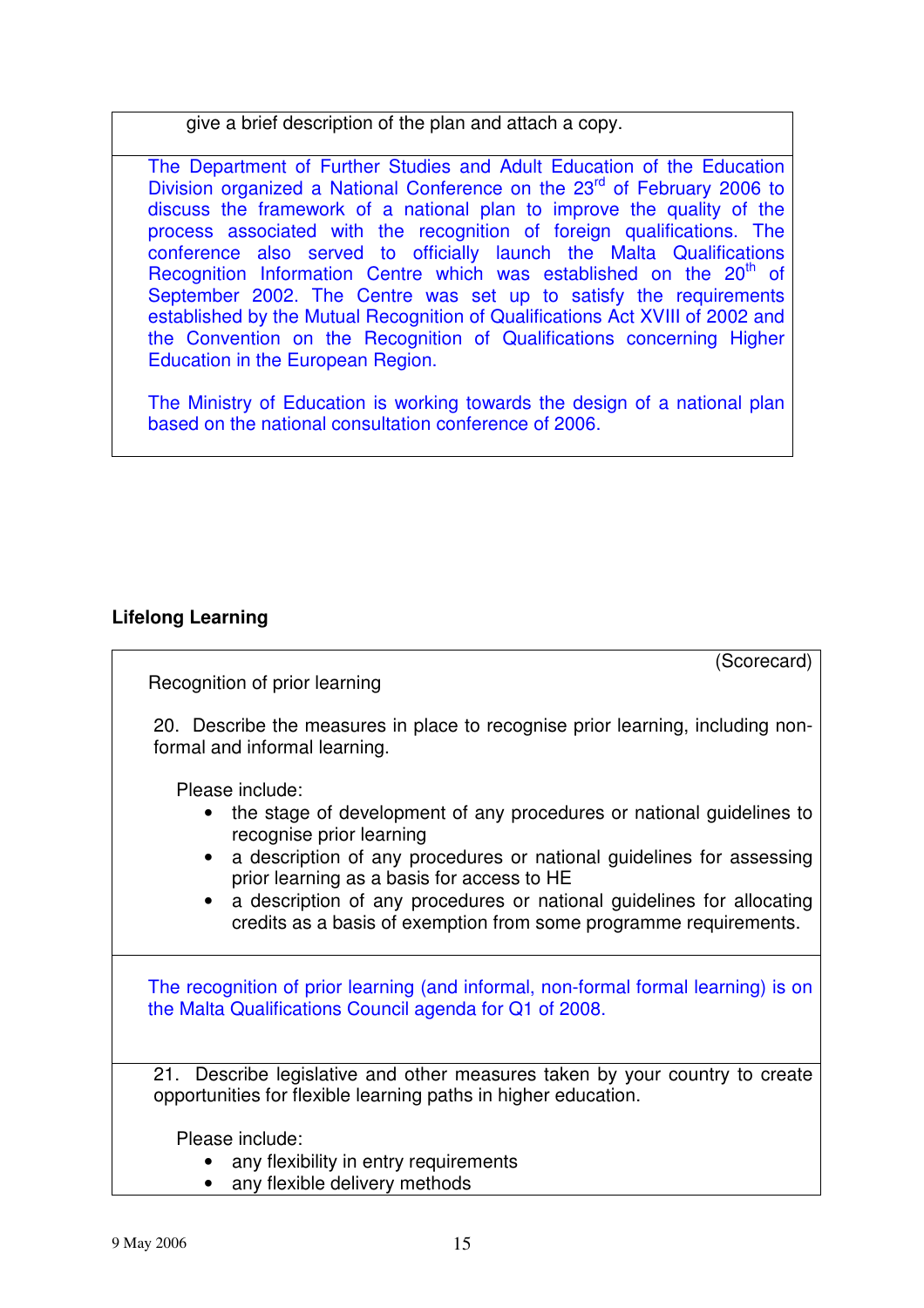give a brief description of the plan and attach a copy.

The Department of Further Studies and Adult Education of the Education Division organized a National Conference on the 23rd of February 2006 to discuss the framework of a national plan to improve the quality of the process associated with the recognition of foreign qualifications. The conference also served to officially launch the Malta Qualifications Recognition Information Centre which was established on the 20th of September 2002. The Centre was set up to satisfy the requirements established by the Mutual Recognition of Qualifications Act XVIII of 2002 and the Convention on the Recognition of Qualifications concerning Higher Education in the European Region.

The Ministry of Education is working towards the design of a national plan based on the national consultation conference of 2006.

## Lifelong Learning

(Scorecard)

Recognition of prior learning

20. Describe the measures in place to recognise prior learning, including non-formal and informal learning.

Please include:

- the stage of development of any procedures or national guidelines to recognise prior learning
- a description of any procedures or national guidelines for assessing prior learning as a basis for access to HE
- a description of any procedures or national guidelines for allocating credits as a basis of exemption from some programme requirements.

The recognition of prior learning (and informal, non-formal formal learning) is on the Malta Qualifications Council agenda for Q1 of 2008.

21. Describe legislative and other measures taken by your country to create opportunities for flexible learning paths in higher education.

Please include:

- any flexibility in entry requirements
- any flexible delivery methods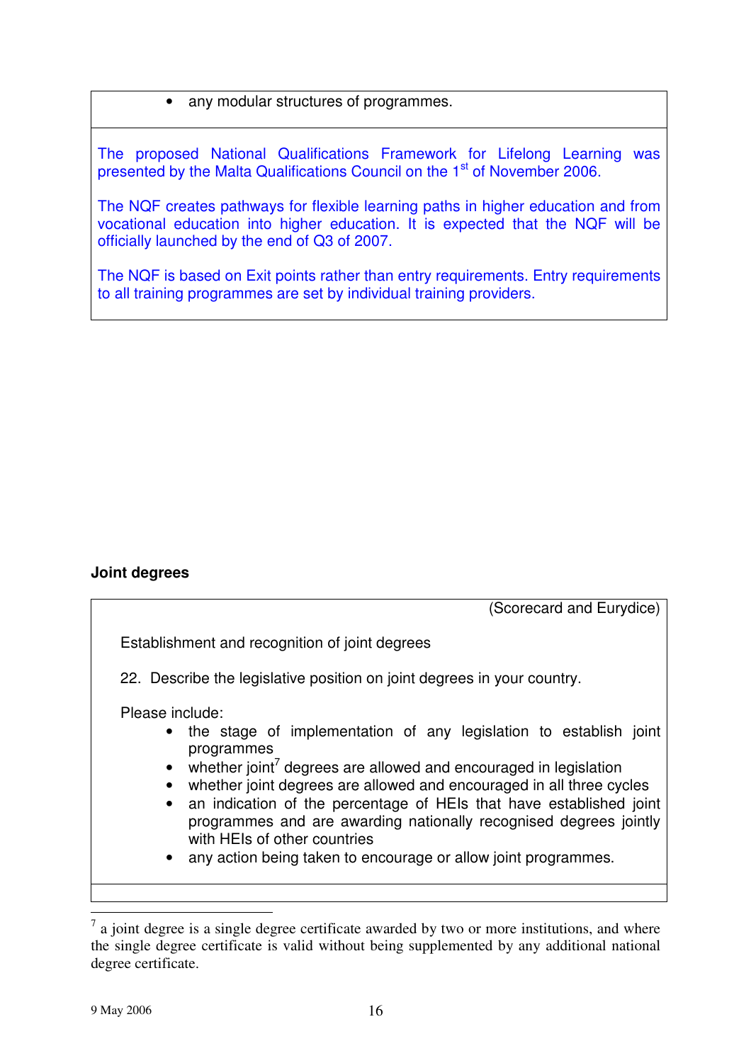- any modular structures of programmes.

The proposed National Qualifications Framework for Lifelong Learning was presented by the Malta Qualifications Council on the 1st of November 2006.

The NQF creates pathways for flexible learning paths in higher education and from vocational education into higher education. It is expected that the NQF will be officially launched by the end of Q3 of 2007.

The NQF is based on Exit points rather than entry requirements. Entry requirements to all training programmes are set by individual training providers.

**Joint degrees**

(Scorecard and Eurydice)

Establishment and recognition of joint degrees

22. Describe the legislative position on joint degrees in your country.

Please include:

- the stage of implementation of any legislation to establish joint programmes
- whether joint[7] degrees are allowed and encouraged in legislation
- whether joint degrees are allowed and encouraged in all three cycles
- an indication of the percentage of HEIs that have established joint programmes and are awarding nationally recognised degrees jointly with HEIs of other countries
- any action being taken to encourage or allow joint programmes.

[7] a joint degree is a single degree certificate awarded by two or more institutions, and where the single degree certificate is valid without being supplemented by any additional national degree certificate.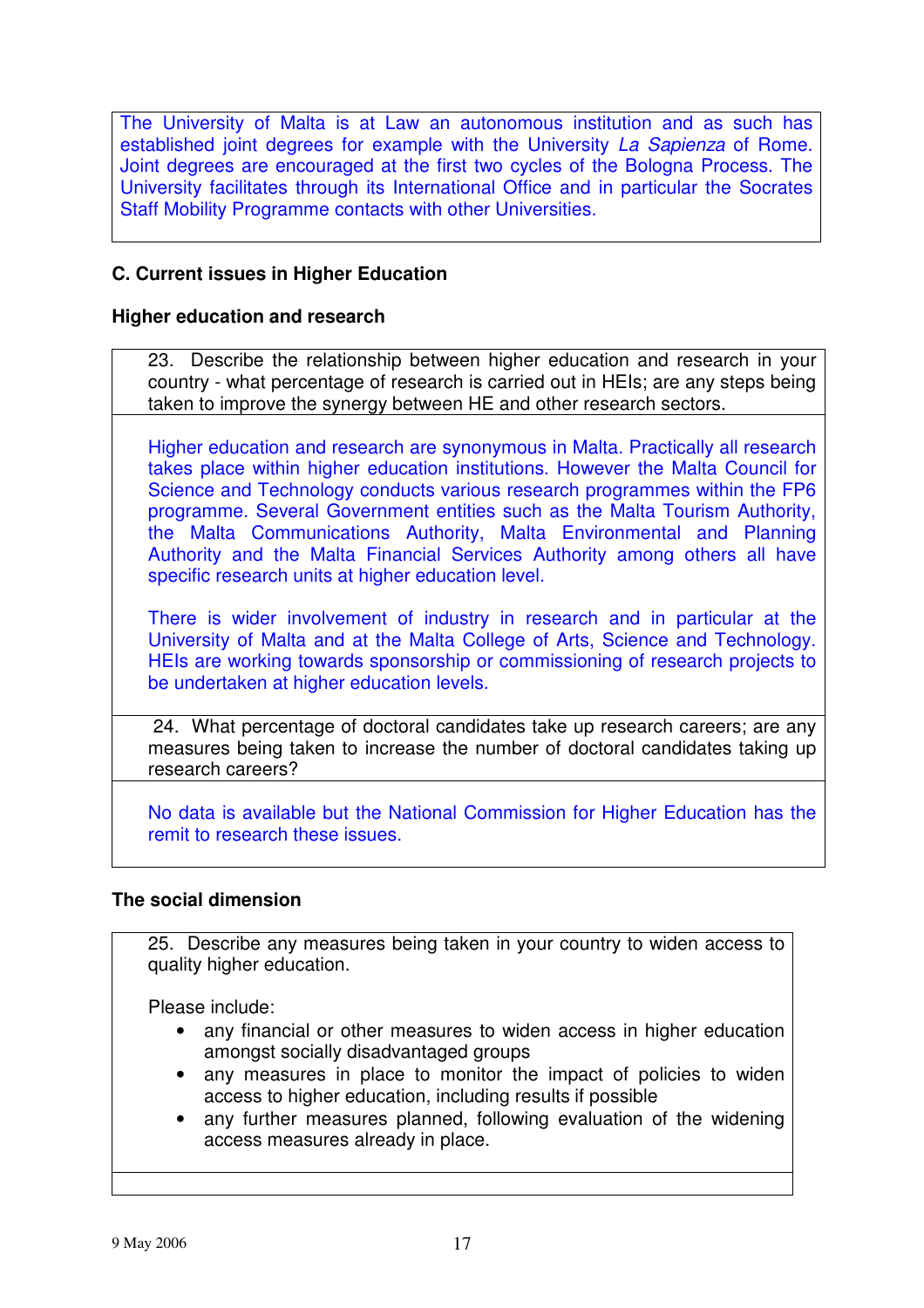The University of Malta is at Law an autonomous institution and as such has established joint degrees for example with the University *La Sapienza* of Rome. Joint degrees are encouraged at the first two cycles of the Bologna Process. The University facilitates through its International Office and in particular the Socrates Staff Mobility Programme contacts with other Universities.

## C. Current issues in Higher Education

### Higher education and research

23. Describe the relationship between higher education and research in your country - what percentage of research is carried out in HEIs; are any steps being taken to improve the synergy between HE and other research sectors.

Higher education and research are synonymous in Malta. Practically all research takes place within higher education institutions. However the Malta Council for Science and Technology conducts various research programmes within the FP6 programme. Several Government entities such as the Malta Tourism Authority, the Malta Communications Authority, Malta Environmental and Planning Authority and the Malta Financial Services Authority among others all have specific research units at higher education level.

There is wider involvement of industry in research and in particular at the University of Malta and at the Malta College of Arts, Science and Technology. HEIs are working towards sponsorship or commissioning of research projects to be undertaken at higher education levels.

24. What percentage of doctoral candidates take up research careers; are any measures being taken to increase the number of doctoral candidates taking up research careers?

No data is available but the National Commission for Higher Education has the remit to research these issues.

### The social dimension

25. Describe any measures being taken in your country to widen access to quality higher education.

Please include:

- any financial or other measures to widen access in higher education amongst socially disadvantaged groups
- any measures in place to monitor the impact of policies to widen access to higher education, including results if possible
- any further measures planned, following evaluation of the widening access measures already in place.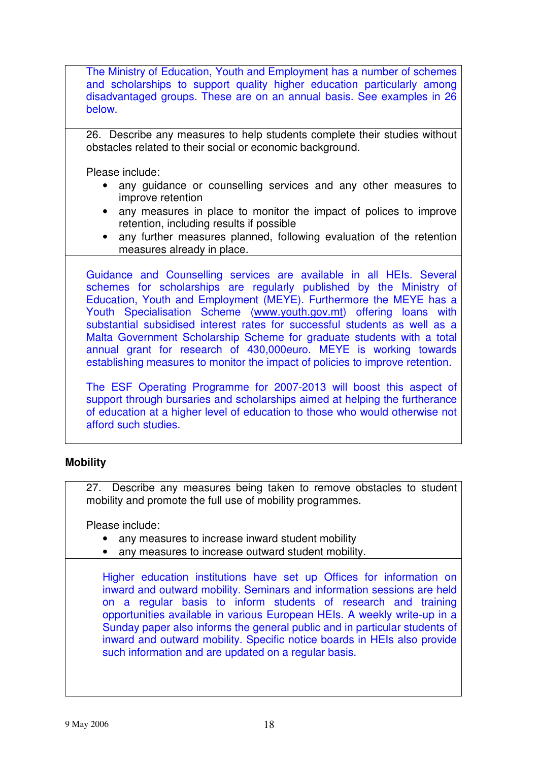The Ministry of Education, Youth and Employment has a number of schemes and scholarships to support quality higher education particularly among disadvantaged groups. These are on an annual basis. See examples in 26 below.

26. Describe any measures to help students complete their studies without obstacles related to their social or economic background.

Please include:

- any guidance or counselling services and any other measures to improve retention
- any measures in place to monitor the impact of polices to improve retention, including results if possible
- any further measures planned, following evaluation of the retention measures already in place.

Guidance and Counselling services are available in all HEIs. Several schemes for scholarships are regularly published by the Ministry of Education, Youth and Employment (MEYE). Furthermore the MEYE has a Youth Specialisation Scheme (www.youth.gov.mt) offering loans with substantial subsidised interest rates for successful students as well as a Malta Government Scholarship Scheme for graduate students with a total annual grant for research of 430,000euro. MEYE is working towards establishing measures to monitor the impact of policies to improve retention.

The ESF Operating Programme for 2007-2013 will boost this aspect of support through bursaries and scholarships aimed at helping the furtherance of education at a higher level of education to those who would otherwise not afford such studies.

## Mobility

27. Describe any measures being taken to remove obstacles to student mobility and promote the full use of mobility programmes.

Please include:

- any measures to increase inward student mobility
- any measures to increase outward student mobility.

Higher education institutions have set up Offices for information on inward and outward mobility. Seminars and information sessions are held on a regular basis to inform students of research and training opportunities available in various European HEIs. A weekly write-up in a Sunday paper also informs the general public and in particular students of inward and outward mobility. Specific notice boards in HEIs also provide such information and are updated on a regular basis.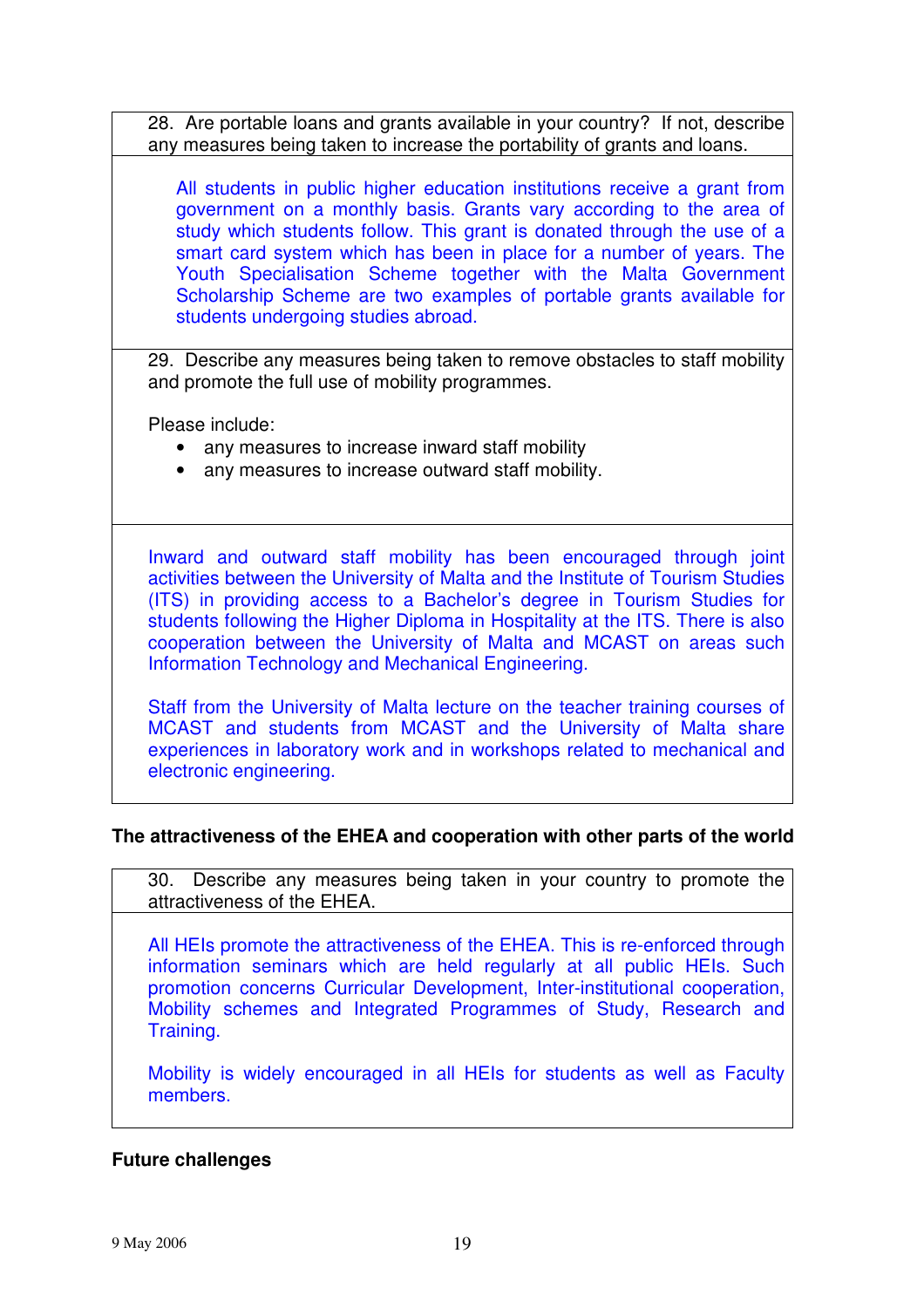28. Are portable loans and grants available in your country? If not, describe any measures being taken to increase the portability of grants and loans.

All students in public higher education institutions receive a grant from government on a monthly basis. Grants vary according to the area of study which students follow. This grant is donated through the use of a smart card system which has been in place for a number of years. The Youth Specialisation Scheme together with the Malta Government Scholarship Scheme are two examples of portable grants available for students undergoing studies abroad.

29. Describe any measures being taken to remove obstacles to staff mobility and promote the full use of mobility programmes.

Please include:

- any measures to increase inward staff mobility
- any measures to increase outward staff mobility.

Inward and outward staff mobility has been encouraged through joint activities between the University of Malta and the Institute of Tourism Studies (ITS) in providing access to a Bachelor's degree in Tourism Studies for students following the Higher Diploma in Hospitality at the ITS. There is also cooperation between the University of Malta and MCAST on areas such Information Technology and Mechanical Engineering.

Staff from the University of Malta lecture on the teacher training courses of MCAST and students from MCAST and the University of Malta share experiences in laboratory work and in workshops related to mechanical and electronic engineering.

## The attractiveness of the EHEA and cooperation with other parts of the world

30. Describe any measures being taken in your country to promote the attractiveness of the EHEA.

All HEIs promote the attractiveness of the EHEA. This is re-enforced through information seminars which are held regularly at all public HEIs. Such promotion concerns Curricular Development, Inter-institutional cooperation, Mobility schemes and Integrated Programmes of Study, Research and Training.

Mobility is widely encouraged in all HEIs for students as well as Faculty members.

## Future challenges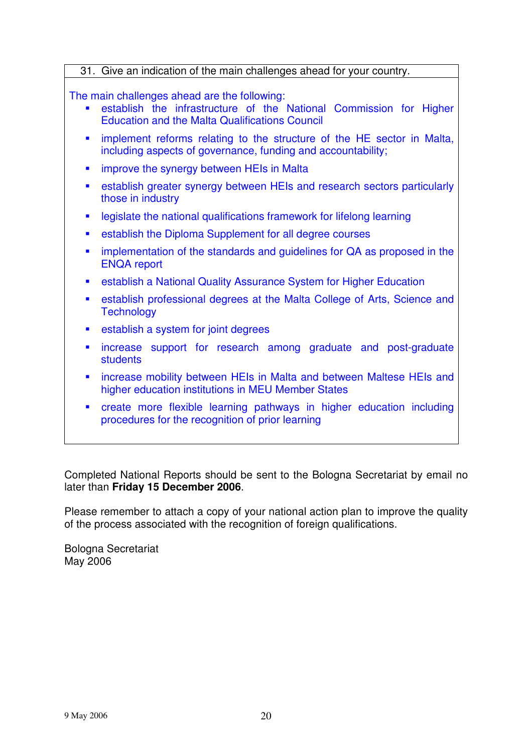31. Give an indication of the main challenges ahead for your country.

The main challenges ahead are the following:

- establish the infrastructure of the National Commission for Higher Education and the Malta Qualifications Council
- implement reforms relating to the structure of the HE sector in Malta, including aspects of governance, funding and accountability;
- improve the synergy between HEIs in Malta
- establish greater synergy between HEIs and research sectors particularly those in industry
- legislate the national qualifications framework for lifelong learning
- establish the Diploma Supplement for all degree courses
- implementation of the standards and guidelines for QA as proposed in the ENQA report
- establish a National Quality Assurance System for Higher Education
- establish professional degrees at the Malta College of Arts, Science and Technology
- establish a system for joint degrees
- increase support for research among graduate and post-graduate students
- increase mobility between HEIs in Malta and between Maltese HEIs and higher education institutions in MEU Member States
- create more flexible learning pathways in higher education including procedures for the recognition of prior learning

Completed National Reports should be sent to the Bologna Secretariat by email no later than **Friday 15 December 2006**.

Please remember to attach a copy of your national action plan to improve the quality of the process associated with the recognition of foreign qualifications.

Bologna Secretariat
May 2006